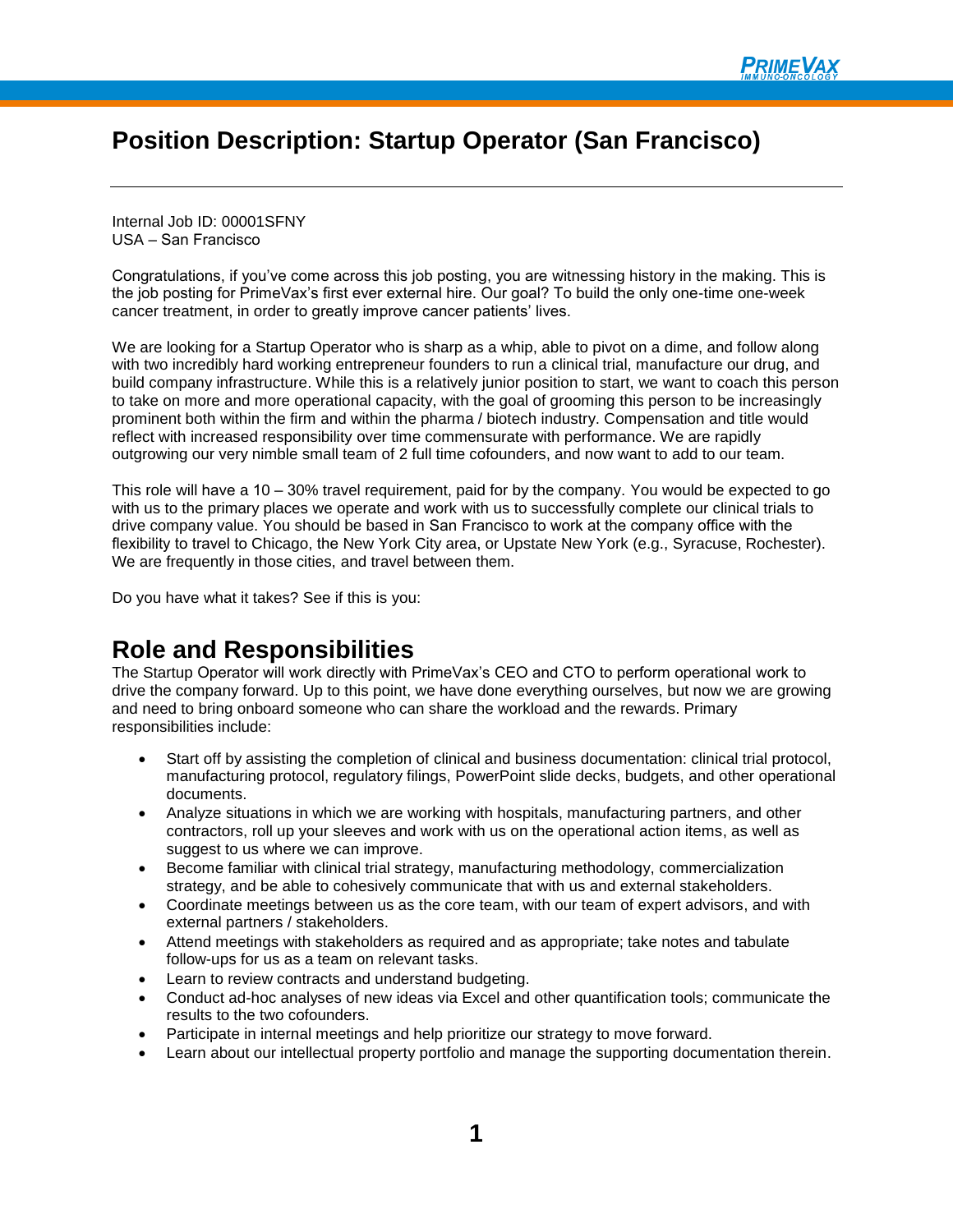# Position Description: Startup Operator (San Francisco)

---

Internal Job ID: 00001SFNY
USA – San Francisco

Congratulations, if you've come across this job posting, you are witnessing history in the making. This is the job posting for PrimeVax's first ever external hire. Our goal? To build the only one-time one-week cancer treatment, in order to greatly improve cancer patients' lives.

We are looking for a Startup Operator who is sharp as a whip, able to pivot on a dime, and follow along with two incredibly hard working entrepreneur founders to run a clinical trial, manufacture our drug, and build company infrastructure. While this is a relatively junior position to start, we want to coach this person to take on more and more operational capacity, with the goal of grooming this person to be increasingly prominent both within the firm and within the pharma / biotech industry. Compensation and title would reflect with increased responsibility over time commensurate with performance. We are rapidly outgrowing our very nimble small team of 2 full time cofounders, and now want to add to our team.

This role will have a 10 – 30% travel requirement, paid for by the company. You would be expected to go with us to the primary places we operate and work with us to successfully complete our clinical trials to drive company value. You should be based in San Francisco to work at the company office with the flexibility to travel to Chicago, the New York City area, or Upstate New York (e.g., Syracuse, Rochester). We are frequently in those cities, and travel between them.

Do you have what it takes? See if this is you:

## Role and Responsibilities

The Startup Operator will work directly with PrimeVax's CEO and CTO to perform operational work to drive the company forward. Up to this point, we have done everything ourselves, but now we are growing and need to bring onboard someone who can share the workload and the rewards. Primary responsibilities include:

- Start off by assisting the completion of clinical and business documentation: clinical trial protocol, manufacturing protocol, regulatory filings, PowerPoint slide decks, budgets, and other operational documents.
- Analyze situations in which we are working with hospitals, manufacturing partners, and other contractors, roll up your sleeves and work with us on the operational action items, as well as suggest to us where we can improve.
- Become familiar with clinical trial strategy, manufacturing methodology, commercialization strategy, and be able to cohesively communicate that with us and external stakeholders.
- Coordinate meetings between us as the core team, with our team of expert advisors, and with external partners / stakeholders.
- Attend meetings with stakeholders as required and as appropriate; take notes and tabulate follow-ups for us as a team on relevant tasks.
- Learn to review contracts and understand budgeting.
- Conduct ad-hoc analyses of new ideas via Excel and other quantification tools; communicate the results to the two cofounders.
- Participate in internal meetings and help prioritize our strategy to move forward.
- Learn about our intellectual property portfolio and manage the supporting documentation therein.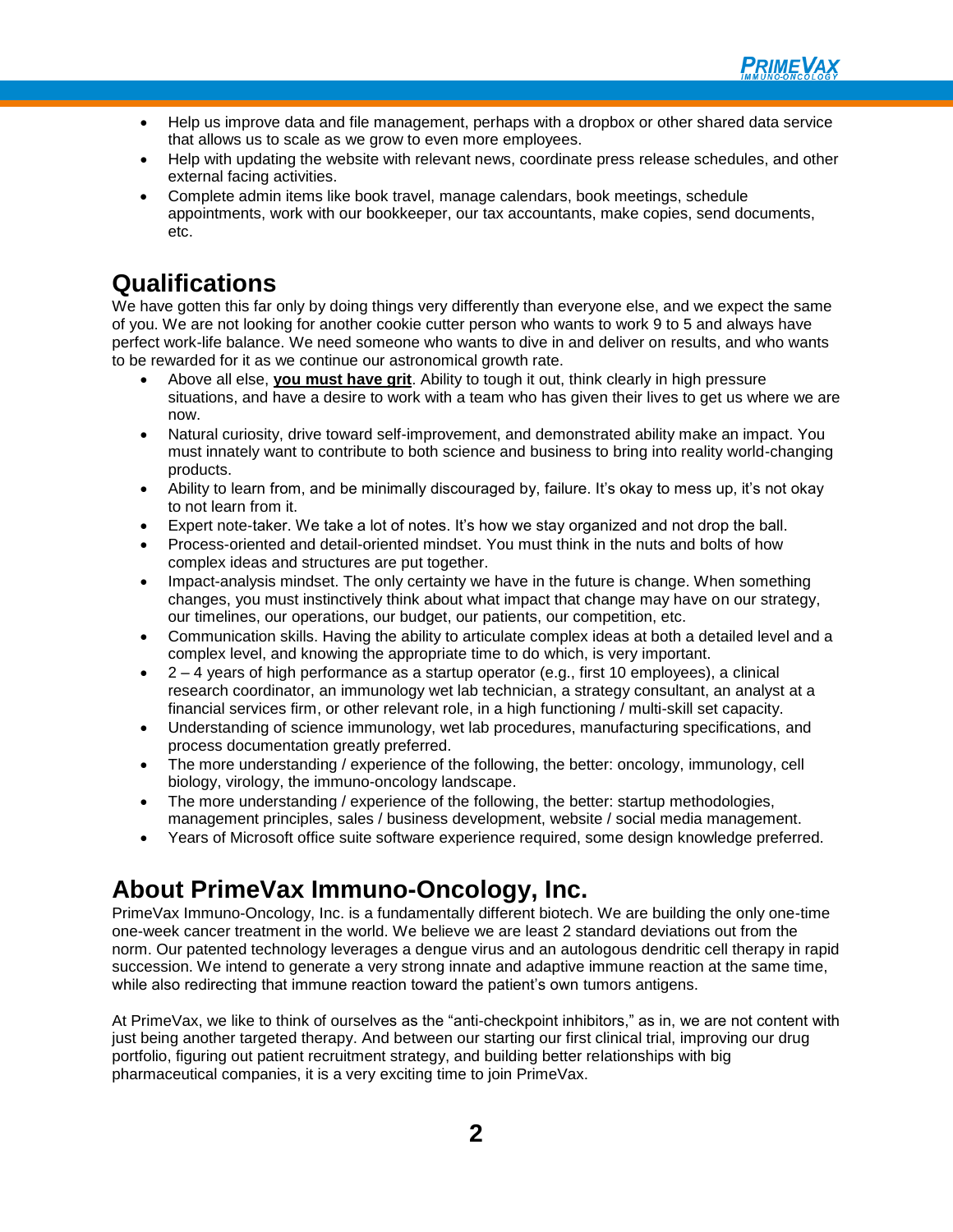- Help us improve data and file management, perhaps with a dropbox or other shared data service that allows us to scale as we grow to even more employees.
- Help with updating the website with relevant news, coordinate press release schedules, and other external facing activities.
- Complete admin items like book travel, manage calendars, book meetings, schedule appointments, work with our bookkeeper, our tax accountants, make copies, send documents, etc.

## Qualifications

We have gotten this far only by doing things very differently than everyone else, and we expect the same of you. We are not looking for another cookie cutter person who wants to work 9 to 5 and always have perfect work-life balance. We need someone who wants to dive in and deliver on results, and who wants to be rewarded for it as we continue our astronomical growth rate.

- Above all else, **<u>you must have grit</u>**. Ability to tough it out, think clearly in high pressure situations, and have a desire to work with a team who has given their lives to get us where we are now.
- Natural curiosity, drive toward self-improvement, and demonstrated ability make an impact. You must innately want to contribute to both science and business to bring into reality world-changing products.
- Ability to learn from, and be minimally discouraged by, failure. It's okay to mess up, it's not okay to not learn from it.
- Expert note-taker. We take a lot of notes. It's how we stay organized and not drop the ball.
- Process-oriented and detail-oriented mindset. You must think in the nuts and bolts of how complex ideas and structures are put together.
- Impact-analysis mindset. The only certainty we have in the future is change. When something changes, you must instinctively think about what impact that change may have on our strategy, our timelines, our operations, our budget, our patients, our competition, etc.
- Communication skills. Having the ability to articulate complex ideas at both a detailed level and a complex level, and knowing the appropriate time to do which, is very important.
- 2 – 4 years of high performance as a startup operator (e.g., first 10 employees), a clinical research coordinator, an immunology wet lab technician, a strategy consultant, an analyst at a financial services firm, or other relevant role, in a high functioning / multi-skill set capacity.
- Understanding of science immunology, wet lab procedures, manufacturing specifications, and process documentation greatly preferred.
- The more understanding / experience of the following, the better: oncology, immunology, cell biology, virology, the immuno-oncology landscape.
- The more understanding / experience of the following, the better: startup methodologies, management principles, sales / business development, website / social media management.
- Years of Microsoft office suite software experience required, some design knowledge preferred.

## About PrimeVax Immuno-Oncology, Inc.

PrimeVax Immuno-Oncology, Inc. is a fundamentally different biotech. We are building the only one-time one-week cancer treatment in the world. We believe we are least 2 standard deviations out from the norm. Our patented technology leverages a dengue virus and an autologous dendritic cell therapy in rapid succession. We intend to generate a very strong innate and adaptive immune reaction at the same time, while also redirecting that immune reaction toward the patient's own tumors antigens.

At PrimeVax, we like to think of ourselves as the "anti-checkpoint inhibitors," as in, we are not content with just being another targeted therapy. And between our starting our first clinical trial, improving our drug portfolio, figuring out patient recruitment strategy, and building better relationships with big pharmaceutical companies, it is a very exciting time to join PrimeVax.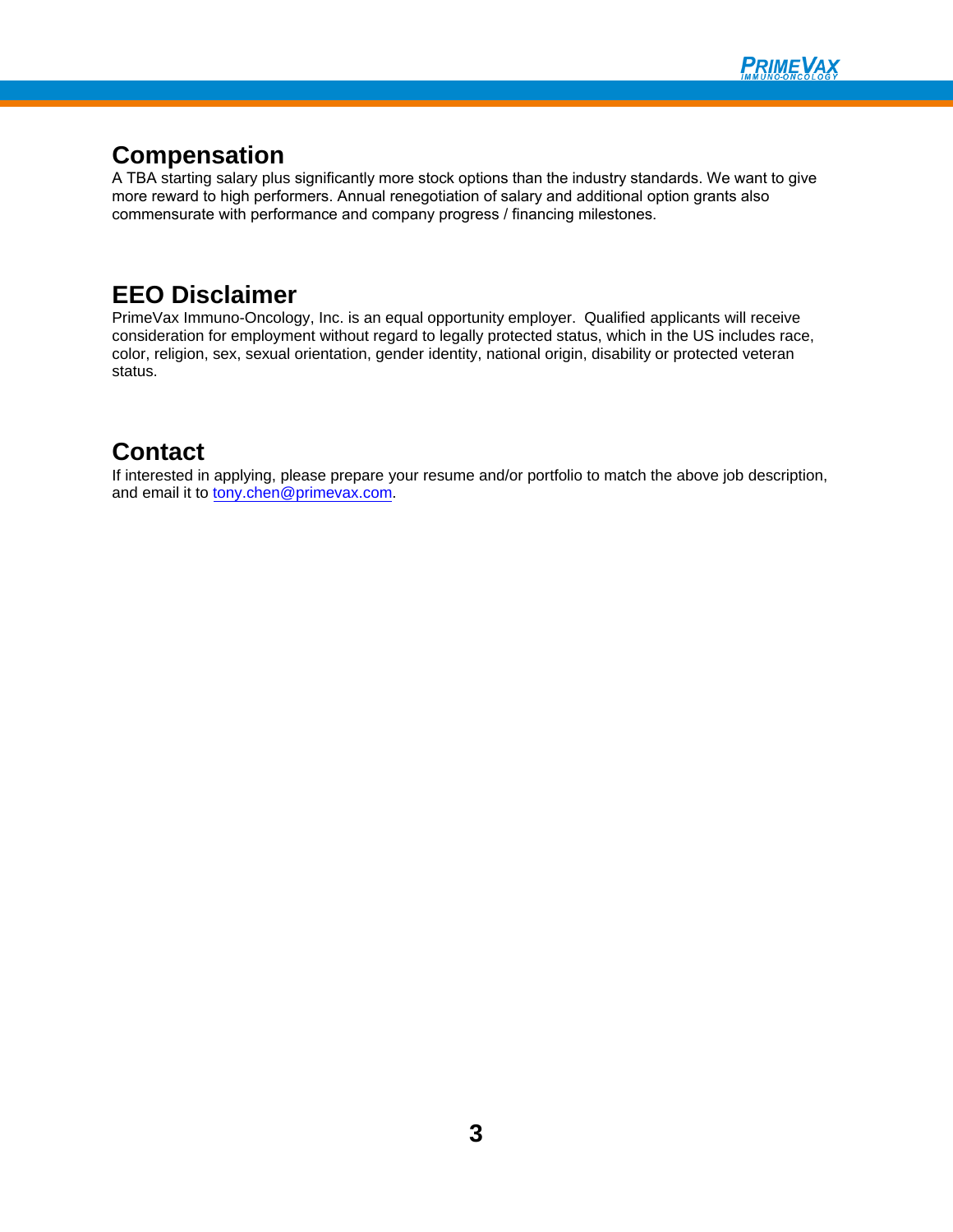## Compensation

A TBA starting salary plus significantly more stock options than the industry standards. We want to give more reward to high performers. Annual renegotiation of salary and additional option grants also commensurate with performance and company progress / financing milestones.

## EEO Disclaimer

PrimeVax Immuno-Oncology, Inc. is an equal opportunity employer. Qualified applicants will receive consideration for employment without regard to legally protected status, which in the US includes race, color, religion, sex, sexual orientation, gender identity, national origin, disability or protected veteran status.

## Contact

If interested in applying, please prepare your resume and/or portfolio to match the above job description, and email it to tony.chen@primevax.com.